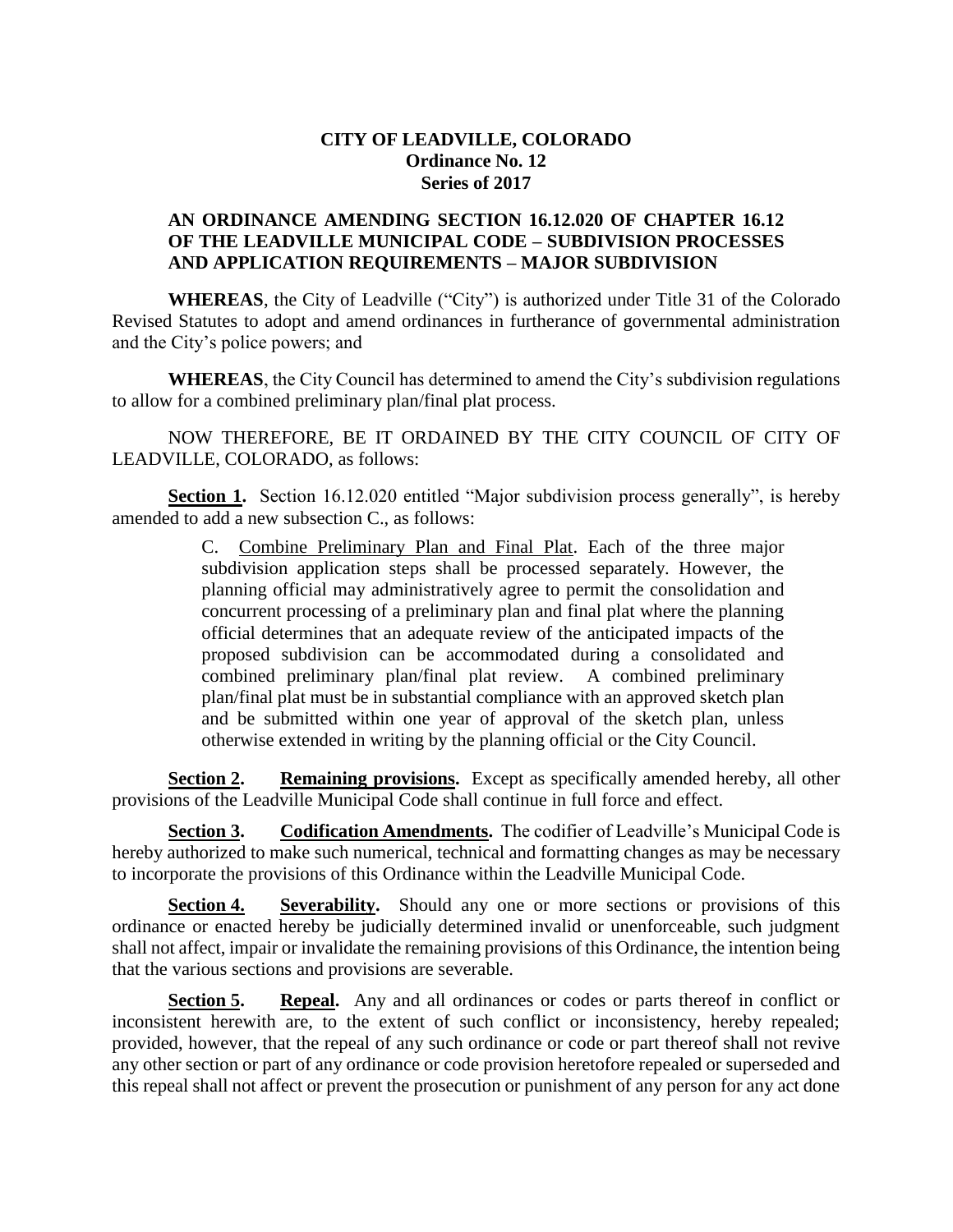# CITY OF LEADVILLE, COLORADO
## Ordinance No. 12
## Series of 2017

## AN ORDINANCE AMENDING SECTION 16.12.020 OF CHAPTER 16.12 OF THE LEADVILLE MUNICIPAL CODE – SUBDIVISION PROCESSES AND APPLICATION REQUIREMENTS – MAJOR SUBDIVISION

**WHEREAS**, the City of Leadville ("City") is authorized under Title 31 of the Colorado Revised Statutes to adopt and amend ordinances in furtherance of governmental administration and the City's police powers; and

**WHEREAS**, the City Council has determined to amend the City's subdivision regulations to allow for a combined preliminary plan/final plat process.

NOW THEREFORE, BE IT ORDAINED BY THE CITY COUNCIL OF CITY OF LEADVILLE, COLORADO, as follows:

**Section 1.** Section 16.12.020 entitled "Major subdivision process generally", is hereby amended to add a new subsection C., as follows:

> C. Combine Preliminary Plan and Final Plat. Each of the three major subdivision application steps shall be processed separately. However, the planning official may administratively agree to permit the consolidation and concurrent processing of a preliminary plan and final plat where the planning official determines that an adequate review of the anticipated impacts of the proposed subdivision can be accommodated during a consolidated and combined preliminary plan/final plat review. A combined preliminary plan/final plat must be in substantial compliance with an approved sketch plan and be submitted within one year of approval of the sketch plan, unless otherwise extended in writing by the planning official or the City Council.

**Section 2. Remaining provisions.** Except as specifically amended hereby, all other provisions of the Leadville Municipal Code shall continue in full force and effect.

**Section 3. Codification Amendments.** The codifier of Leadville's Municipal Code is hereby authorized to make such numerical, technical and formatting changes as may be necessary to incorporate the provisions of this Ordinance within the Leadville Municipal Code.

**Section 4. Severability.** Should any one or more sections or provisions of this ordinance or enacted hereby be judicially determined invalid or unenforceable, such judgment shall not affect, impair or invalidate the remaining provisions of this Ordinance, the intention being that the various sections and provisions are severable.

**Section 5. Repeal.** Any and all ordinances or codes or parts thereof in conflict or inconsistent herewith are, to the extent of such conflict or inconsistency, hereby repealed; provided, however, that the repeal of any such ordinance or code or part thereof shall not revive any other section or part of any ordinance or code provision heretofore repealed or superseded and this repeal shall not affect or prevent the prosecution or punishment of any person for any act done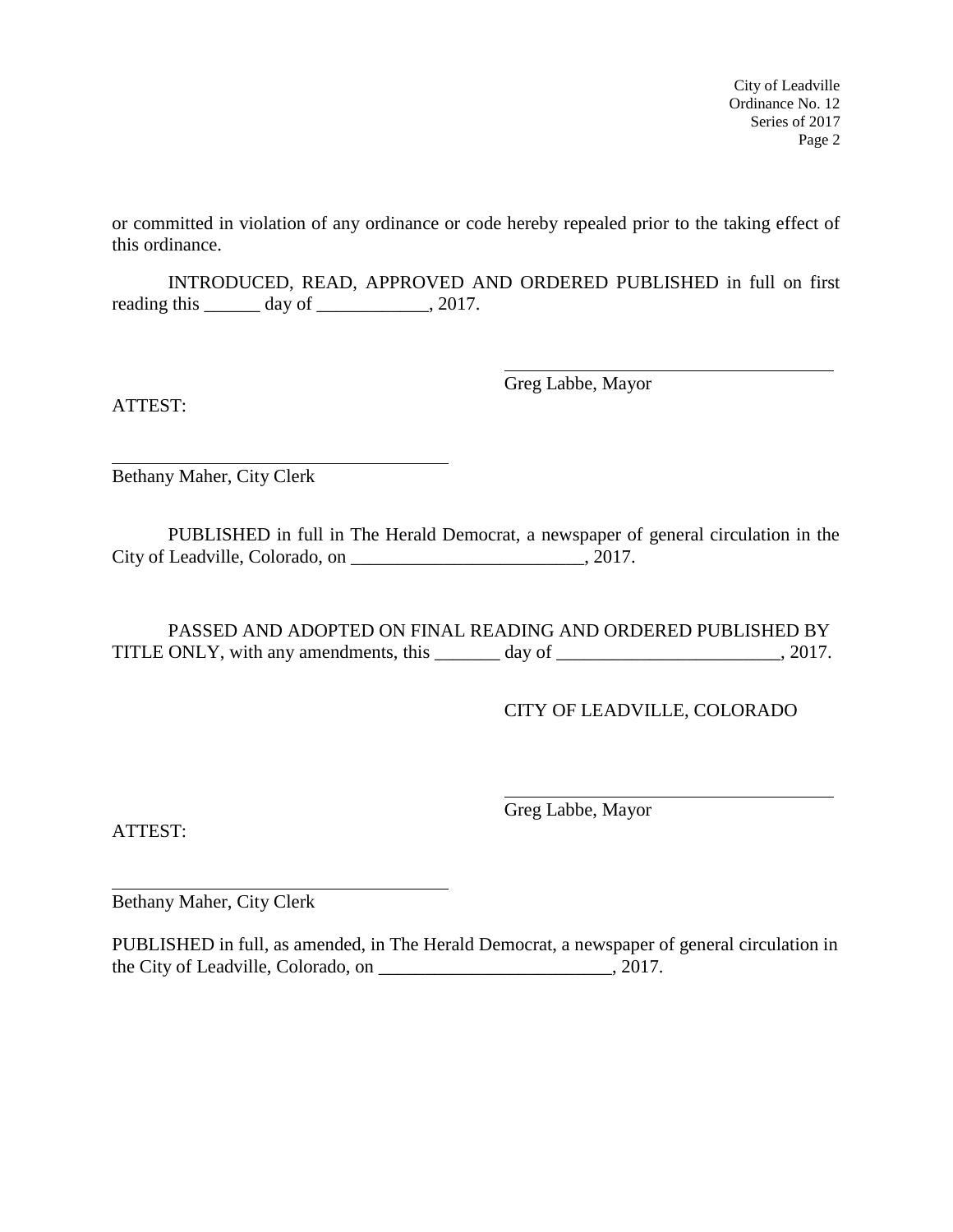or committed in violation of any ordinance or code hereby repealed prior to the taking effect of this ordinance.

INTRODUCED, READ, APPROVED AND ORDERED PUBLISHED in full on first reading this ______ day of ____________, 2017.

_____________________________________
Greg Labbe, Mayor

ATTEST:

_____________________________________
Bethany Maher, City Clerk

PUBLISHED in full in The Herald Democrat, a newspaper of general circulation in the City of Leadville, Colorado, on _________________________, 2017.

PASSED AND ADOPTED ON FINAL READING AND ORDERED PUBLISHED BY TITLE ONLY, with any amendments, this _______ day of ________________________, 2017.

CITY OF LEADVILLE, COLORADO

_____________________________________
Greg Labbe, Mayor

ATTEST:

_____________________________________
Bethany Maher, City Clerk

PUBLISHED in full, as amended, in The Herald Democrat, a newspaper of general circulation in the City of Leadville, Colorado, on _________________________, 2017.